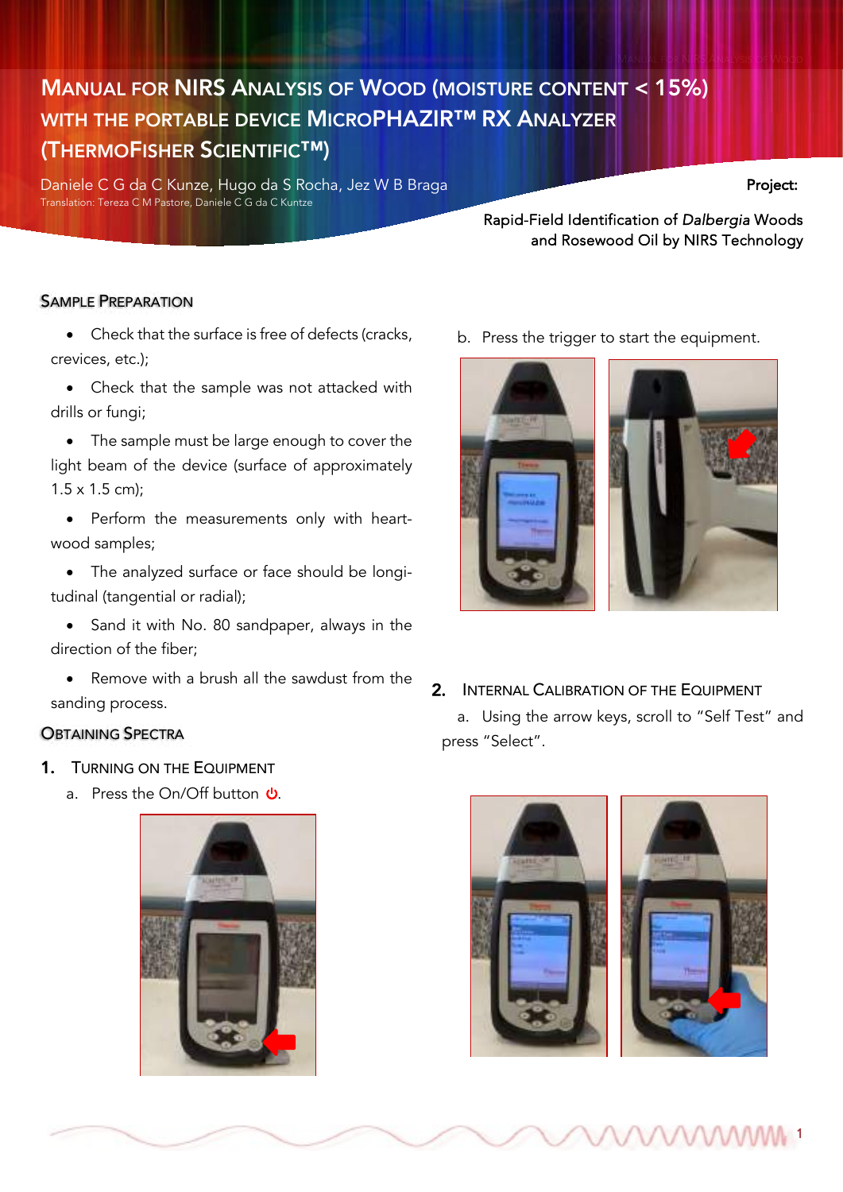# Manual for NIRS Analysis of Wood (Moisture Content < 15%) with the Portable Device MicroPHAZIR™ RX Analyzer (ThermoFisher Scientific™)

Daniele C G da C Kunze, Hugo da S Rocha, Jez W B Braga

Translation: Tereza C M Pastore, Daniele C G da C Kuntze

**Project:**

Rapid-Field Identification of *Dalbergia* Woods and Rosewood Oil by NIRS Technology

## Sample Preparation

- Check that the surface is free of defects (cracks, crevices, etc.);
- Check that the sample was not attacked with drills or fungi;
- The sample must be large enough to cover the light beam of the device (surface of approximately 1.5 x 1.5 cm);
- Perform the measurements only with heartwood samples;
- The analyzed surface or face should be longitudinal (tangential or radial);
- Sand it with No. 80 sandpaper, always in the direction of the fiber;
- Remove with a brush all the sawdust from the sanding process.

## Obtaining Spectra

### 1. Turning on the Equipment

a. Press the On/Off button ⏻.

b. Press the trigger to start the equipment.

### 2. Internal Calibration of the Equipment

a. Using the arrow keys, scroll to "Self Test" and press "Select".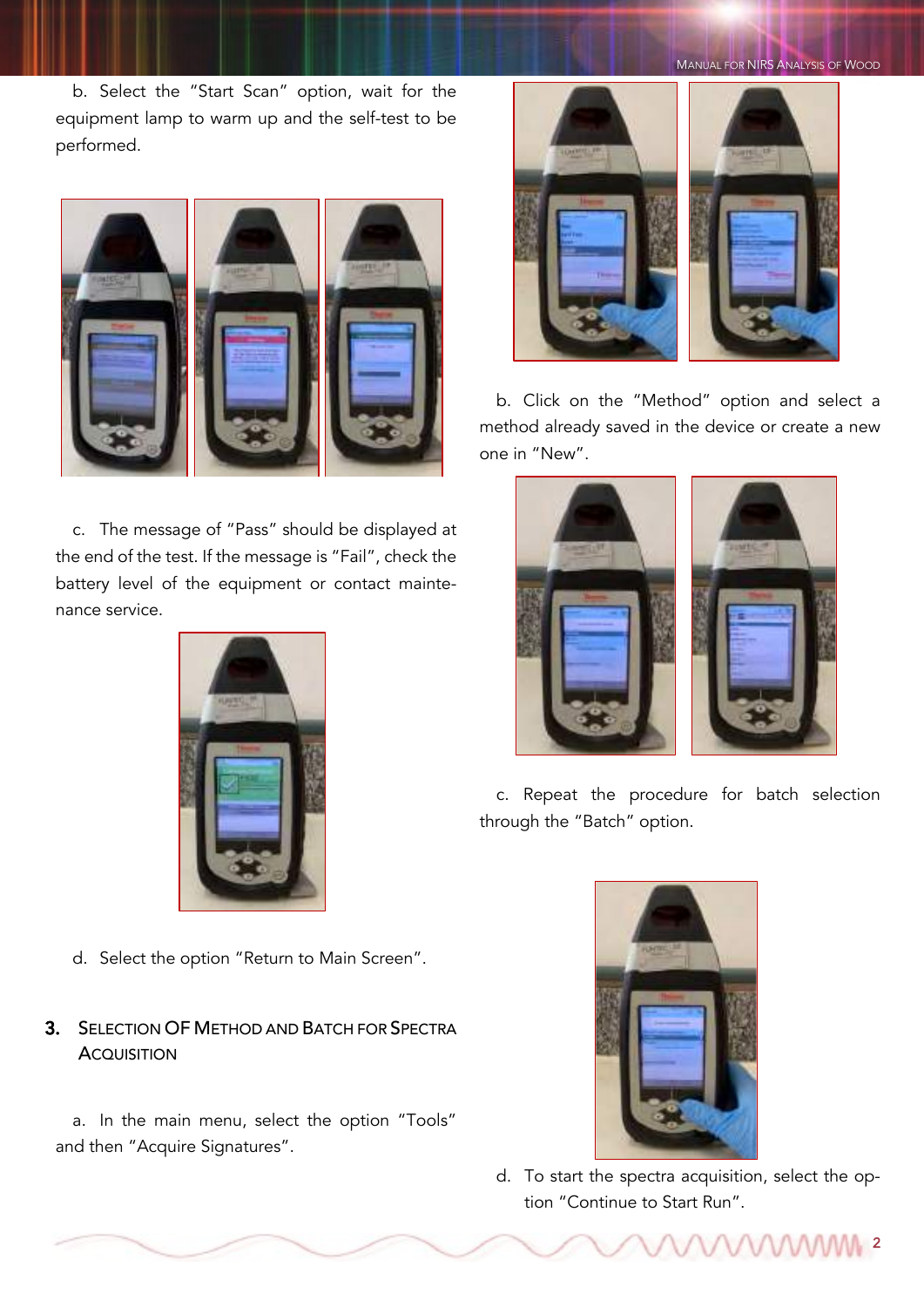b. Select the "Start Scan" option, wait for the equipment lamp to warm up and the self-test to be performed.

c. The message of "Pass" should be displayed at the end of the test. If the message is "Fail", check the battery level of the equipment or contact maintenance service.

d. Select the option "Return to Main Screen".

## 3. Selection of Method and Batch for Spectra Acquisition

a. In the main menu, select the option "Tools" and then "Acquire Signatures".

b. Click on the "Method" option and select a method already saved in the device or create a new one in "New".

c. Repeat the procedure for batch selection through the "Batch" option.

d. To start the spectra acquisition, select the option "Continue to Start Run".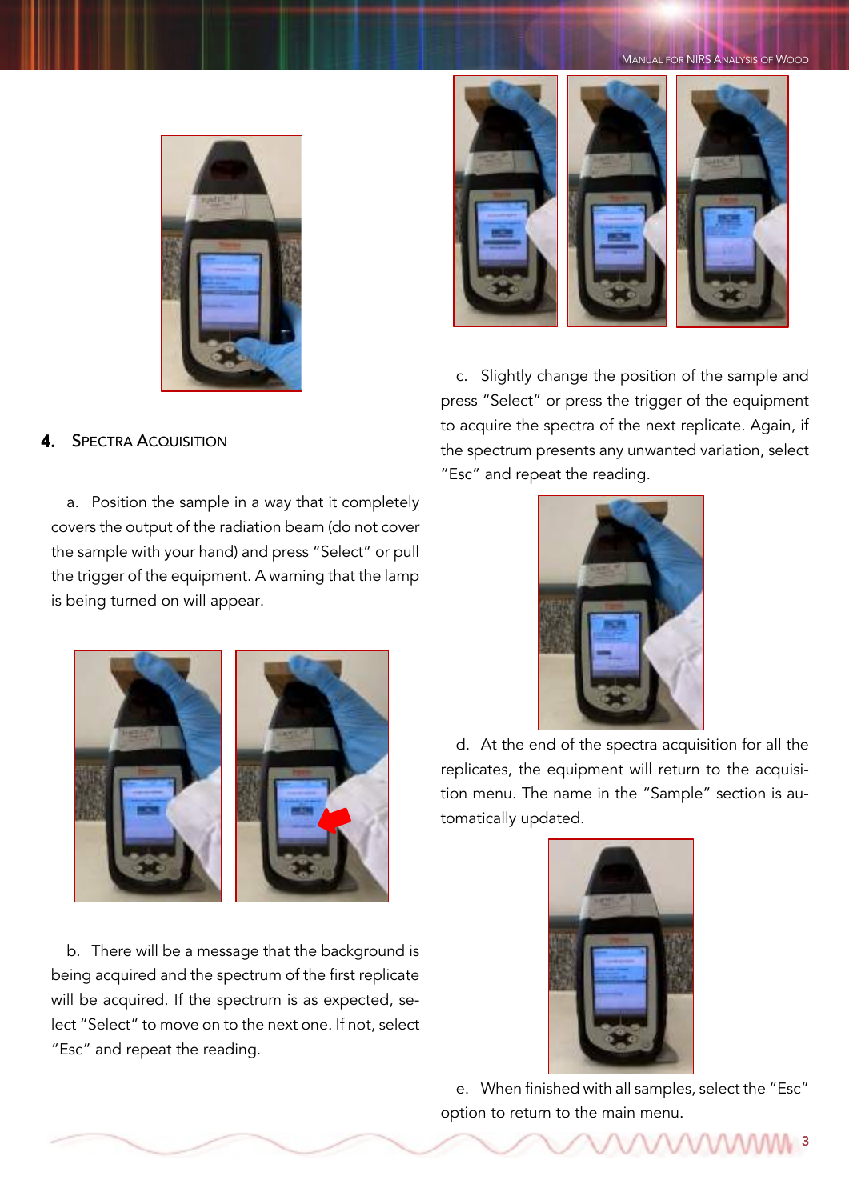## 4. Spectra Acquisition

a. Position the sample in a way that it completely covers the output of the radiation beam (do not cover the sample with your hand) and press "Select" or pull the trigger of the equipment. A warning that the lamp is being turned on will appear.

b. There will be a message that the background is being acquired and the spectrum of the first replicate will be acquired. If the spectrum is as expected, select "Select" to move on to the next one. If not, select "Esc" and repeat the reading.

c. Slightly change the position of the sample and press "Select" or press the trigger of the equipment to acquire the spectra of the next replicate. Again, if the spectrum presents any unwanted variation, select "Esc" and repeat the reading.

d. At the end of the spectra acquisition for all the replicates, the equipment will return to the acquisition menu. The name in the "Sample" section is automatically updated.

e. When finished with all samples, select the "Esc" option to return to the main menu.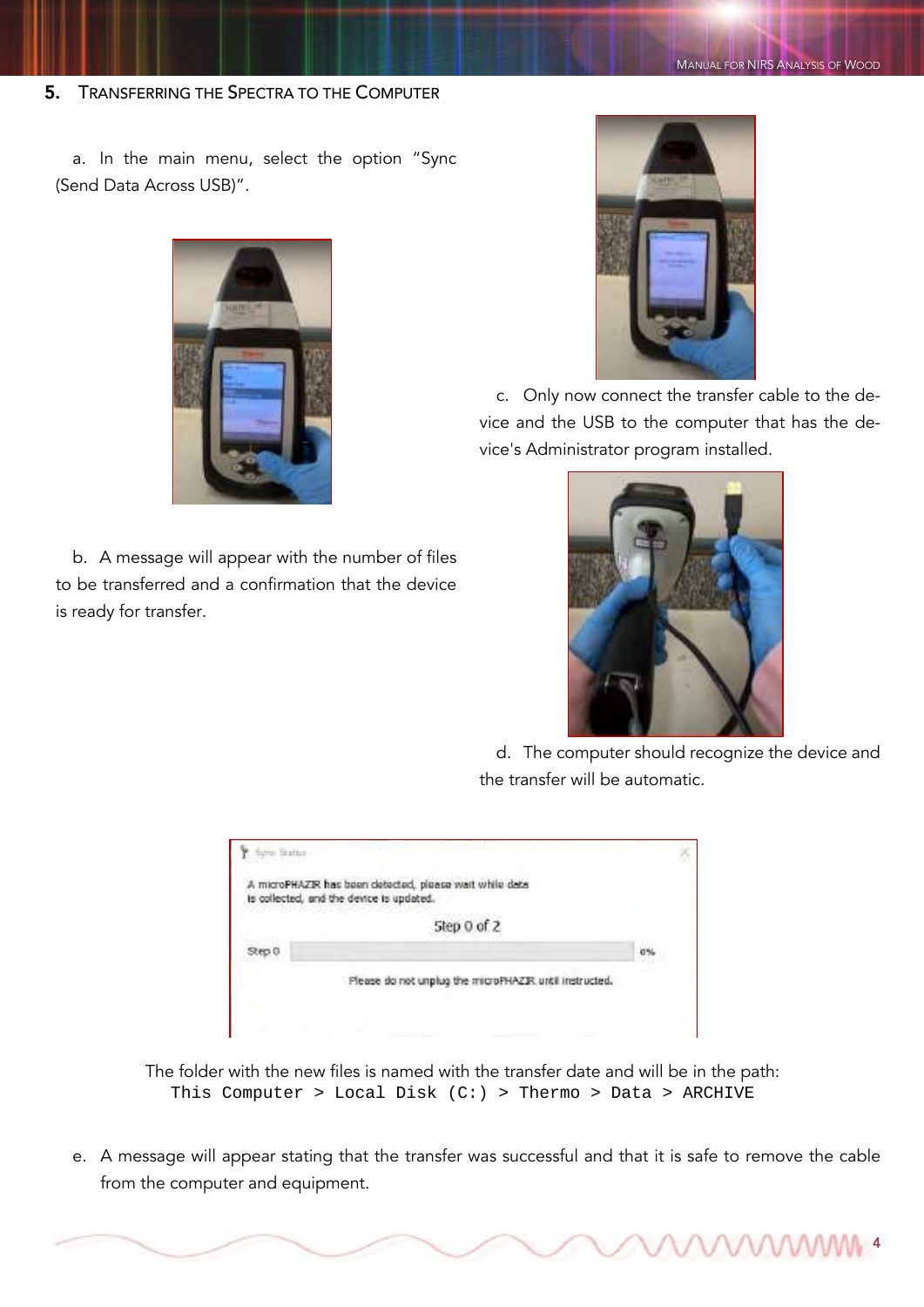## 5. Transferring the Spectra to the Computer

a. In the main menu, select the option "Sync (Send Data Across USB)".

b. A message will appear with the number of files to be transferred and a confirmation that the device is ready for transfer.

c. Only now connect the transfer cable to the device and the USB to the computer that has the device's Administrator program installed.

d. The computer should recognize the device and the transfer will be automatic.

A microPHAZIR has been detected, please wait while data is collected, and the device is updated.

Step 0 of 2

Step 0 0%

Please do not unplug the microPHAZIR until instructed.

The folder with the new files is named with the transfer date and will be in the path:
`This Computer > Local Disk (C:) > Thermo > Data > ARCHIVE`

e. A message will appear stating that the transfer was successful and that it is safe to remove the cable from the computer and equipment.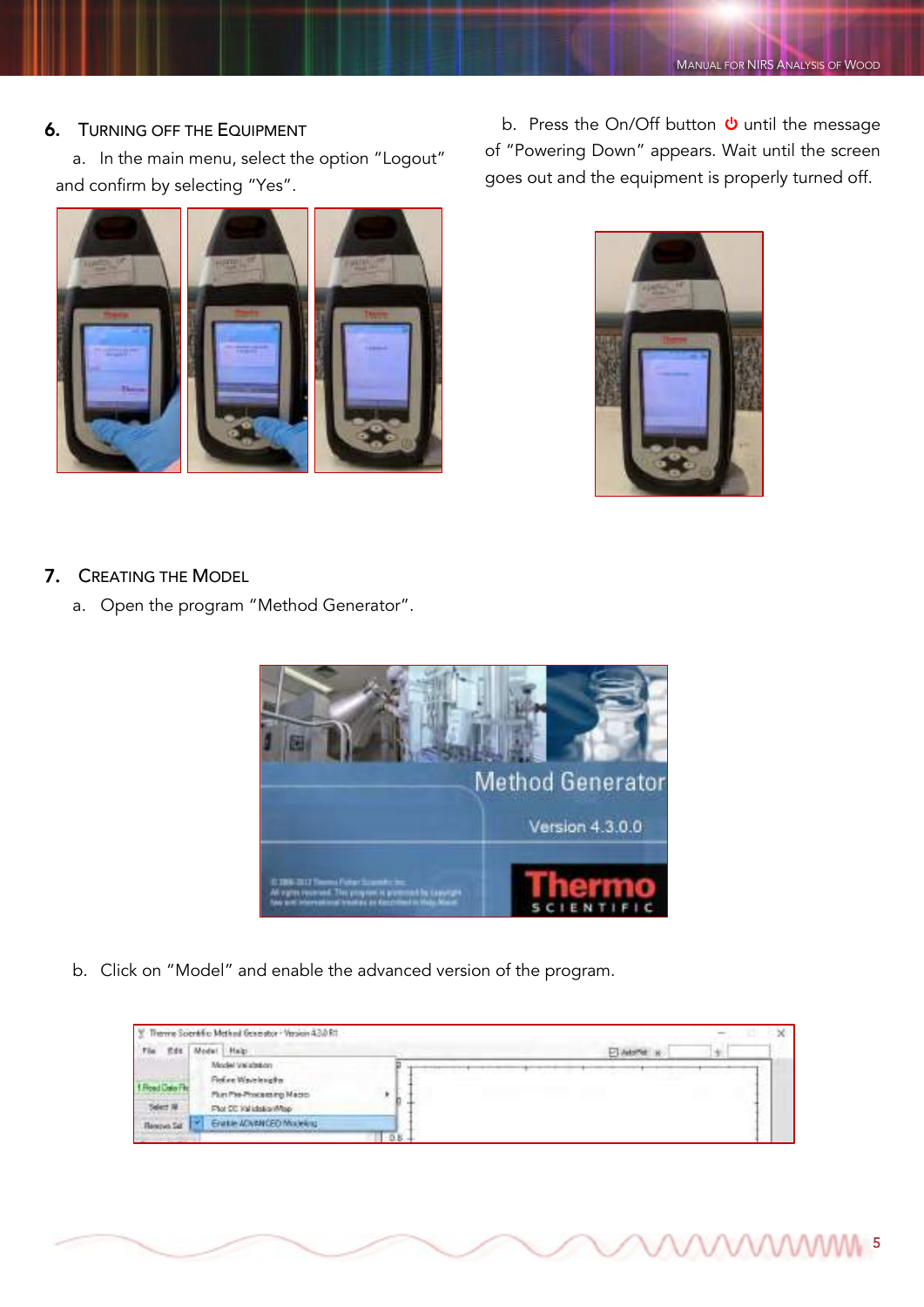## 6. Turning off the Equipment

a. In the main menu, select the option "Logout" and confirm by selecting "Yes".

b. Press the On/Off button ⏻ until the message of "Powering Down" appears. Wait until the screen goes out and the equipment is properly turned off.

## 7. Creating the Model

a. Open the program "Method Generator".

b. Click on "Model" and enable the advanced version of the program.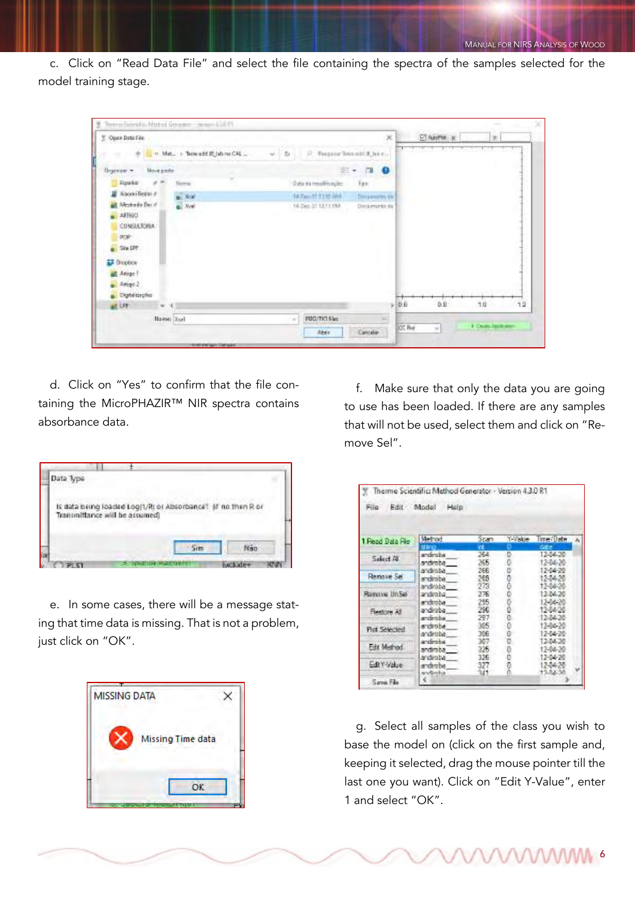c. Click on "Read Data File" and select the file containing the spectra of the samples selected for the model training stage.

d. Click on "Yes" to confirm that the file containing the MicroPHAZIR™ NIR spectra contains absorbance data.

e. In some cases, there will be a message stating that time data is missing. That is not a problem, just click on "OK".

f. Make sure that only the data you are going to use has been loaded. If there are any samples that will not be used, select them and click on "Remove Sel".

g. Select all samples of the class you wish to base the model on (click on the first sample and, keeping it selected, drag the mouse pointer till the last one you want). Click on "Edit Y-Value", enter 1 and select "OK".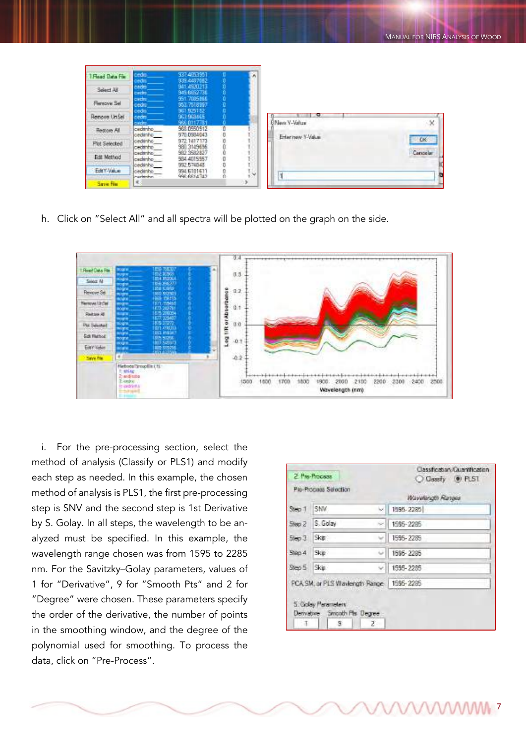h. Click on “Select All” and all spectra will be plotted on the graph on the side.

i. For the pre-processing section, select the method of analysis (Classify or PLS1) and modify each step as needed. In this example, the chosen method of analysis is PLS1, the first pre-processing step is SNV and the second step is 1st Derivative by S. Golay. In all steps, the wavelength to be analyzed must be specified. In this example, the wavelength range chosen was from 1595 to 2285 nm. For the Savitzky–Golay parameters, values of 1 for “Derivative”, 9 for “Smooth Pts” and 2 for “Degree” were chosen. These parameters specify the order of the derivative, the number of points in the smoothing window, and the degree of the polynomial used for smoothing. To process the data, click on “Pre-Process”.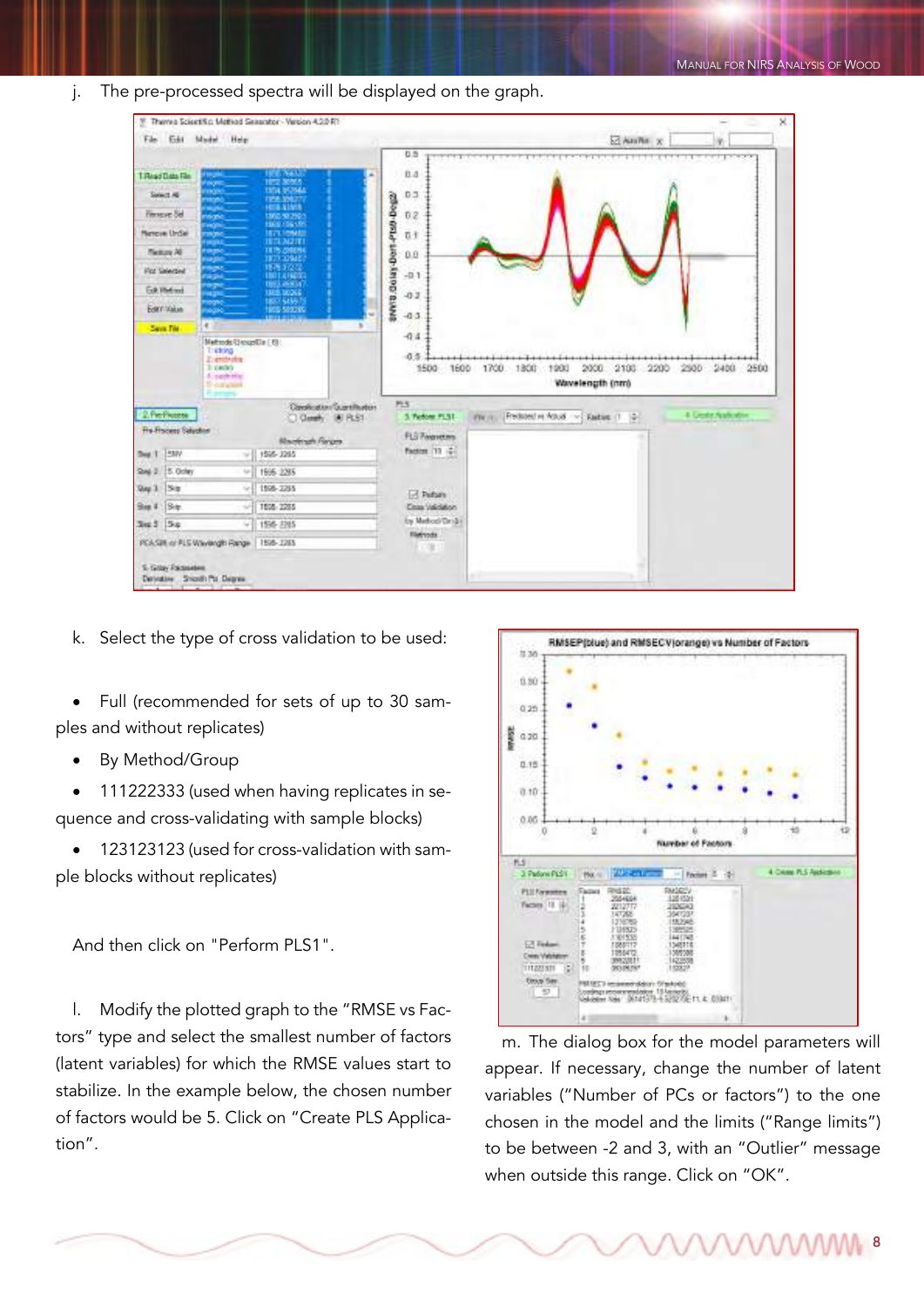j. The pre-processed spectra will be displayed on the graph.

k. Select the type of cross validation to be used:

- Full (recommended for sets of up to 30 samples and without replicates)
- By Method/Group
- 111222333 (used when having replicates in sequence and cross-validating with sample blocks)
- 123123123 (used for cross-validation with sample blocks without replicates)

And then click on "Perform PLS1".

l. Modify the plotted graph to the "RMSE vs Factors" type and select the smallest number of factors (latent variables) for which the RMSE values start to stabilize. In the example below, the chosen number of factors would be 5. Click on "Create PLS Application".

m. The dialog box for the model parameters will appear. If necessary, change the number of latent variables ("Number of PCs or factors") to the one chosen in the model and the limits ("Range limits") to be between -2 and 3, with an "Outlier" message when outside this range. Click on "OK".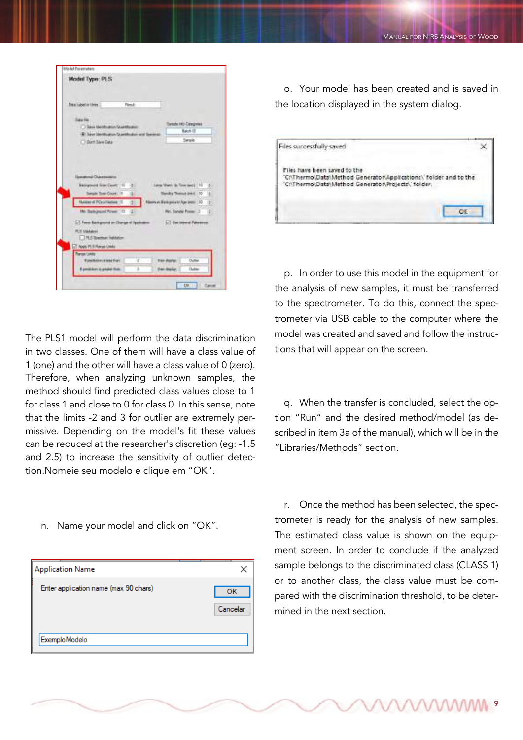The PLS1 model will perform the data discrimination in two classes. One of them will have a class value of 1 (one) and the other will have a class value of 0 (zero). Therefore, when analyzing unknown samples, the method should find predicted class values close to 1 for class 1 and close to 0 for class 0. In this sense, note that the limits -2 and 3 for outlier are extremely permissive. Depending on the model's fit these values can be reduced at the researcher's discretion (eg: -1.5 and 2.5) to increase the sensitivity of outlier detection.Nomeie seu modelo e clique em "OK".

n. Name your model and click on "OK".

o. Your model has been created and is saved in the location displayed in the system dialog.

p. In order to use this model in the equipment for the analysis of new samples, it must be transferred to the spectrometer. To do this, connect the spectrometer via USB cable to the computer where the model was created and saved and follow the instructions that will appear on the screen.

q. When the transfer is concluded, select the option "Run" and the desired method/model (as described in item 3a of the manual), which will be in the "Libraries/Methods" section.

r. Once the method has been selected, the spectrometer is ready for the analysis of new samples. The estimated class value is shown on the equipment screen. In order to conclude if the analyzed sample belongs to the discriminated class (CLASS 1) or to another class, the class value must be compared with the discrimination threshold, to be determined in the next section.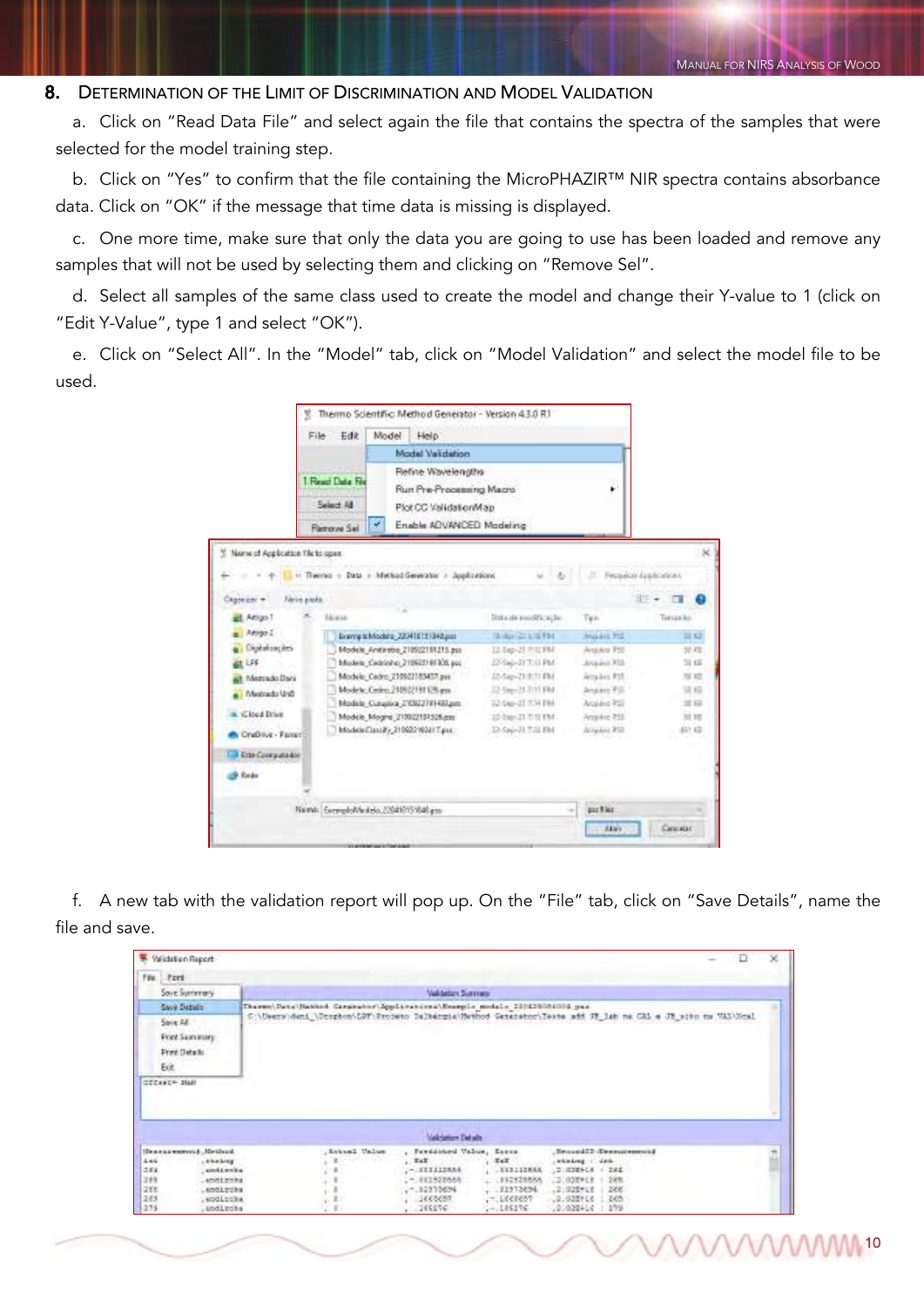## 8. Determination of the Limit of Discrimination and Model Validation

a. Click on "Read Data File" and select again the file that contains the spectra of the samples that were selected for the model training step.

b. Click on "Yes" to confirm that the file containing the MicroPHAZIR™ NIR spectra contains absorbance data. Click on "OK" if the message that time data is missing is displayed.

c. One more time, make sure that only the data you are going to use has been loaded and remove any samples that will not be used by selecting them and clicking on "Remove Sel".

d. Select all samples of the same class used to create the model and change their Y-value to 1 (click on "Edit Y-Value", type 1 and select "OK").

e. Click on "Select All". In the "Model" tab, click on "Model Validation" and select the model file to be used.

f. A new tab with the validation report will pop up. On the "File" tab, click on "Save Details", name the file and save.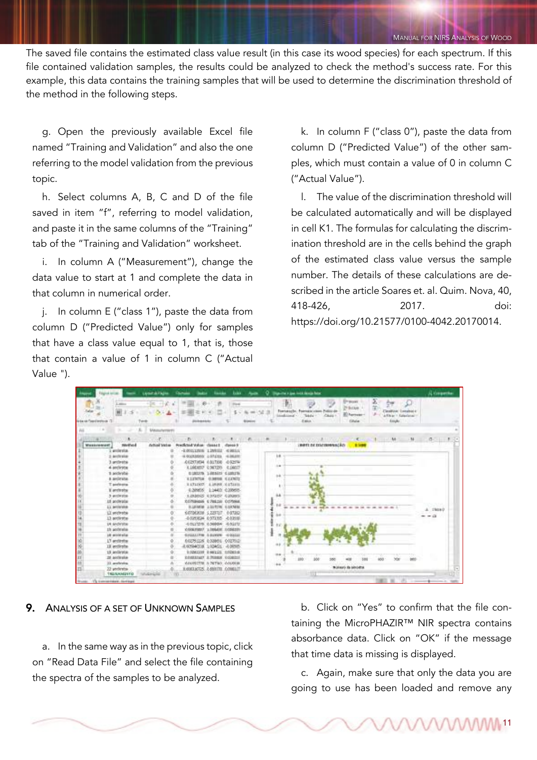The saved file contains the estimated class value result (in this case its wood species) for each spectrum. If this file contained validation samples, the results could be analyzed to check the method's success rate. For this example, this data contains the training samples that will be used to determine the discrimination threshold of the method in the following steps.

g. Open the previously available Excel file named "Training and Validation" and also the one referring to the model validation from the previous topic.

h. Select columns A, B, C and D of the file saved in item "f", referring to model validation, and paste it in the same columns of the "Training" tab of the "Training and Validation" worksheet.

i. In column A ("Measurement"), change the data value to start at 1 and complete the data in that column in numerical order.

j. In column E ("class 1"), paste the data from column D ("Predicted Value") only for samples that have a class value equal to 1, that is, those that contain a value of 1 in column C ("Actual Value ").

k. In column F ("class 0"), paste the data from column D ("Predicted Value") of the other samples, which must contain a value of 0 in column C ("Actual Value").

l. The value of the discrimination threshold will be calculated automatically and will be displayed in cell K1. The formulas for calculating the discrimination threshold are in the cells behind the graph of the estimated class value versus the sample number. The details of these calculations are described in the article Soares et. al. Quim. Nova, 40, 418-426, 2017. doi: https://doi.org/10.21577/0100-4042.20170014.

## 9. Analysis of a Set of Unknown Samples

a. In the same way as in the previous topic, click on "Read Data File" and select the file containing the spectra of the samples to be analyzed.

b. Click on "Yes" to confirm that the file containing the MicroPHAZIR™ NIR spectra contains absorbance data. Click on "OK" if the message that time data is missing is displayed.

c. Again, make sure that only the data you are going to use has been loaded and remove any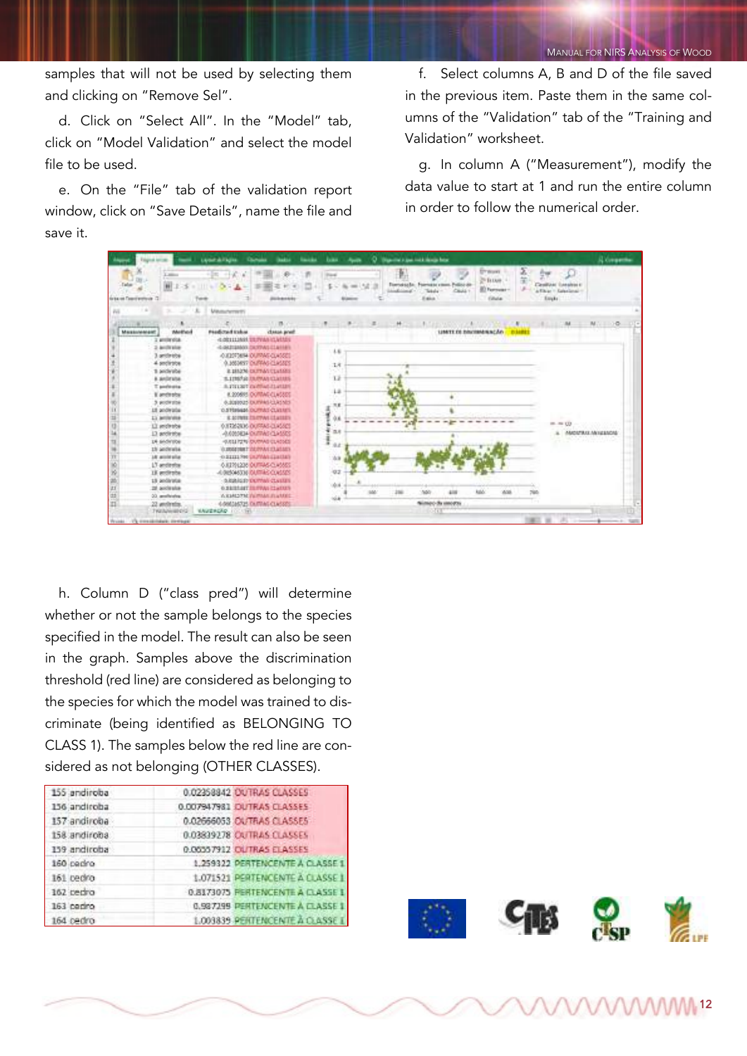samples that will not be used by selecting them and clicking on "Remove Sel".

d. Click on "Select All". In the "Model" tab, click on "Model Validation" and select the model file to be used.

e. On the "File" tab of the validation report window, click on "Save Details", name the file and save it.

f. Select columns A, B and D of the file saved in the previous item. Paste them in the same columns of the "Validation" tab of the "Training and Validation" worksheet.

g. In column A ("Measurement"), modify the data value to start at 1 and run the entire column in order to follow the numerical order.

h. Column D ("class pred") will determine whether or not the sample belongs to the species specified in the model. The result can also be seen in the graph. Samples above the discrimination threshold (red line) are considered as belonging to the species for which the model was trained to discriminate (being identified as BELONGING TO CLASS 1). The samples below the red line are considered as not belonging (OTHER CLASSES).

| | | | |
|---|---|---|---|
| 155 | andiroba | 0.02358842 | OUTRAS CLASSES |
| 156 | andiroba | 0.007947981 | OUTRAS CLASSES |
| 157 | andiroba | 0.02666053 | OUTRAS CLASSES |
| 158 | andiroba | 0.03839278 | OUTRAS CLASSES |
| 159 | andiroba | 0.00557912 | OUTRAS CLASSES |
| 160 | cedro | 1.259322 | PERTENCENTE À CLASSE 1 |
| 161 | cedro | 1.071521 | PERTENCENTE À CLASSE 1 |
| 162 | cedro | 0.8173075 | PERTENCENTE À CLASSE 1 |
| 163 | cedro | 0.987298 | PERTENCENTE À CLASSE 1 |
| 164 | cedro | 1.003839 | PERTENCENTE À CLASSE 1 |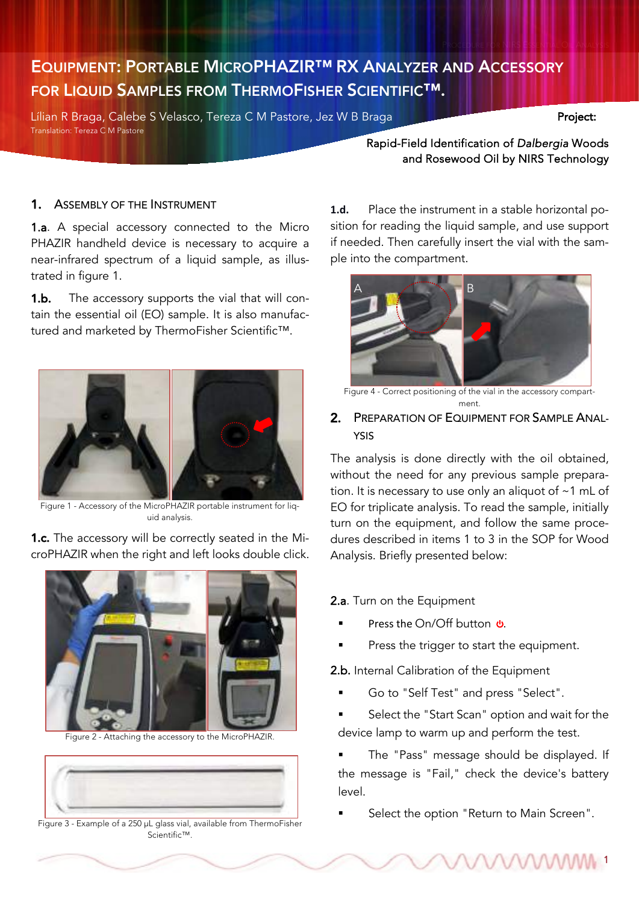# EQUIPMENT: PORTABLE MICROPHAZIR™ RX ANALYZER AND ACCESSORY FOR LIQUID SAMPLES FROM THERMOFISHER SCIENTIFIC™.

Lílian R Braga, Calebe S Velasco, Tereza C M Pastore, Jez W B Braga

Translation: Tereza C M Pastore

**Project:**

Rapid-Field Identification of *Dalbergia* Woods and Rosewood Oil by NIRS Technology

## 1. ASSEMBLY OF THE INSTRUMENT

**1.a**. A special accessory connected to the Micro PHAZIR handheld device is necessary to acquire a near-infrared spectrum of a liquid sample, as illustrated in figure 1.

**1.b.** The accessory supports the vial that will contain the essential oil (EO) sample. It is also manufactured and marketed by ThermoFisher Scientific™.

Figure 1 - Accessory of the MicroPHAZIR portable instrument for liquid analysis.

**1.c.** The accessory will be correctly seated in the MicroPHAZIR when the right and left looks double click.

Figure 2 - Attaching the accessory to the MicroPHAZIR.

Figure 3 - Example of a 250 µL glass vial, available from ThermoFisher Scientific™.

**1.d.** Place the instrument in a stable horizontal position for reading the liquid sample, and use support if needed. Then carefully insert the vial with the sample into the compartment.

Figure 4 - Correct positioning of the vial in the accessory compartment.

## 2. PREPARATION OF EQUIPMENT FOR SAMPLE ANALYSIS

The analysis is done directly with the oil obtained, without the need for any previous sample preparation. It is necessary to use only an aliquot of ~1 mL of EO for triplicate analysis. To read the sample, initially turn on the equipment, and follow the same procedures described in items 1 to 3 in the SOP for Wood Analysis. Briefly presented below:

**2.a**. Turn on the Equipment

- Press the On/Off button ⏻.
- Press the trigger to start the equipment.

**2.b.** Internal Calibration of the Equipment

- Go to "Self Test" and press "Select".
- Select the "Start Scan" option and wait for the device lamp to warm up and perform the test.
- The "Pass" message should be displayed. If the message is "Fail," check the device's battery level.
- Select the option "Return to Main Screen".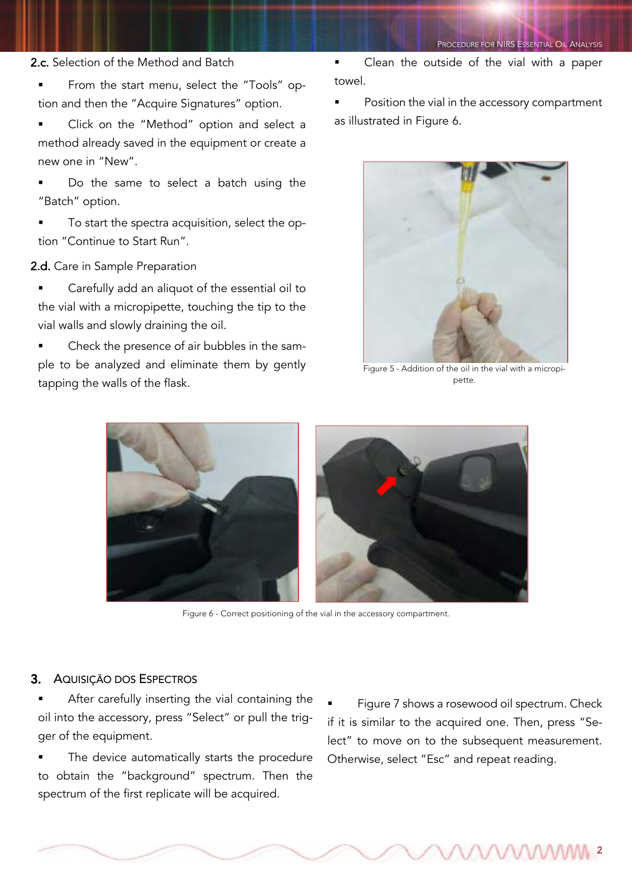### 2.c. Selection of the Method and Batch

- From the start menu, select the "Tools" option and then the "Acquire Signatures" option.
- Click on the "Method" option and select a method already saved in the equipment or create a new one in "New".
- Do the same to select a batch using the "Batch" option.
- To start the spectra acquisition, select the option "Continue to Start Run".

### 2.d. Care in Sample Preparation

- Carefully add an aliquot of the essential oil to the vial with a micropipette, touching the tip to the vial walls and slowly draining the oil.
- Check the presence of air bubbles in the sample to be analyzed and eliminate them by gently tapping the walls of the flask.
- Clean the outside of the vial with a paper towel.
- Position the vial in the accessory compartment as illustrated in Figure 6.

Figure 5 - Addition of the oil in the vial with a micropipette.

Figure 6 - Correct positioning of the vial in the accessory compartment.

## 3. Aquisição dos Espectros

- After carefully inserting the vial containing the oil into the accessory, press "Select" or pull the trigger of the equipment.
- The device automatically starts the procedure to obtain the "background" spectrum. Then the spectrum of the first replicate will be acquired.
- Figure 7 shows a rosewood oil spectrum. Check if it is similar to the acquired one. Then, press "Select" to move on to the subsequent measurement. Otherwise, select "Esc" and repeat reading.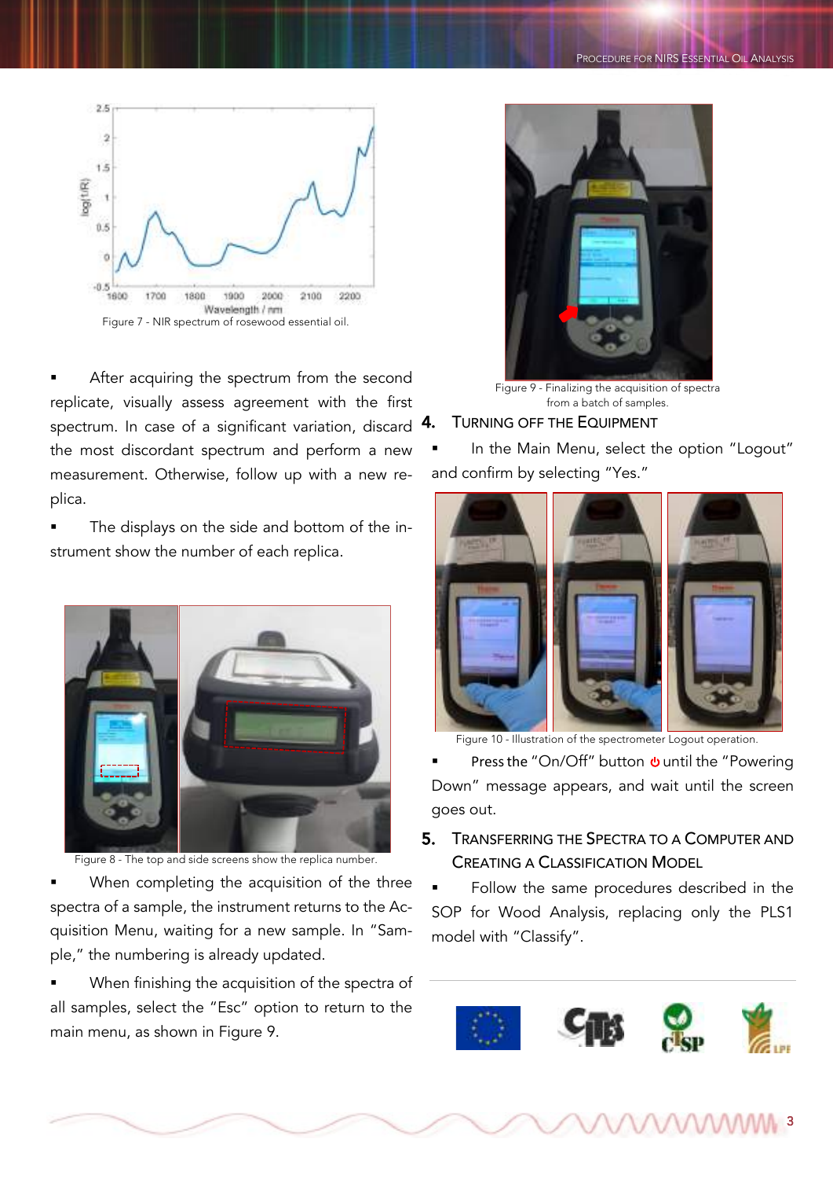2.5
2
1.5
1
0.5
0
-0.5
log(1/R)
1600 1700 1800 1900 2000 2100 2200
Wavelength / nm

Figure 7 - NIR spectrum of rosewood essential oil.

- After acquiring the spectrum from the second replicate, visually assess agreement with the first spectrum. In case of a significant variation, discard the most discordant spectrum and perform a new measurement. Otherwise, follow up with a new replica.
- The displays on the side and bottom of the instrument show the number of each replica.

Figure 8 - The top and side screens show the replica number.

- When completing the acquisition of the three spectra of a sample, the instrument returns to the Acquisition Menu, waiting for a new sample. In "Sample," the numbering is already updated.
- When finishing the acquisition of the spectra of all samples, select the "Esc" option to return to the main menu, as shown in Figure 9.

Figure 9 - Finalizing the acquisition of spectra from a batch of samples.

## 4. Turning off the Equipment

- In the Main Menu, select the option "Logout" and confirm by selecting "Yes."

Figure 10 - Illustration of the spectrometer Logout operation.

- Press the "On/Off" button ⏻ until the "Powering Down" message appears, and wait until the screen goes out.

## 5. Transferring the Spectra to a Computer and Creating a Classification Model

- Follow the same procedures described in the SOP for Wood Analysis, replacing only the PLS1 model with "Classify".